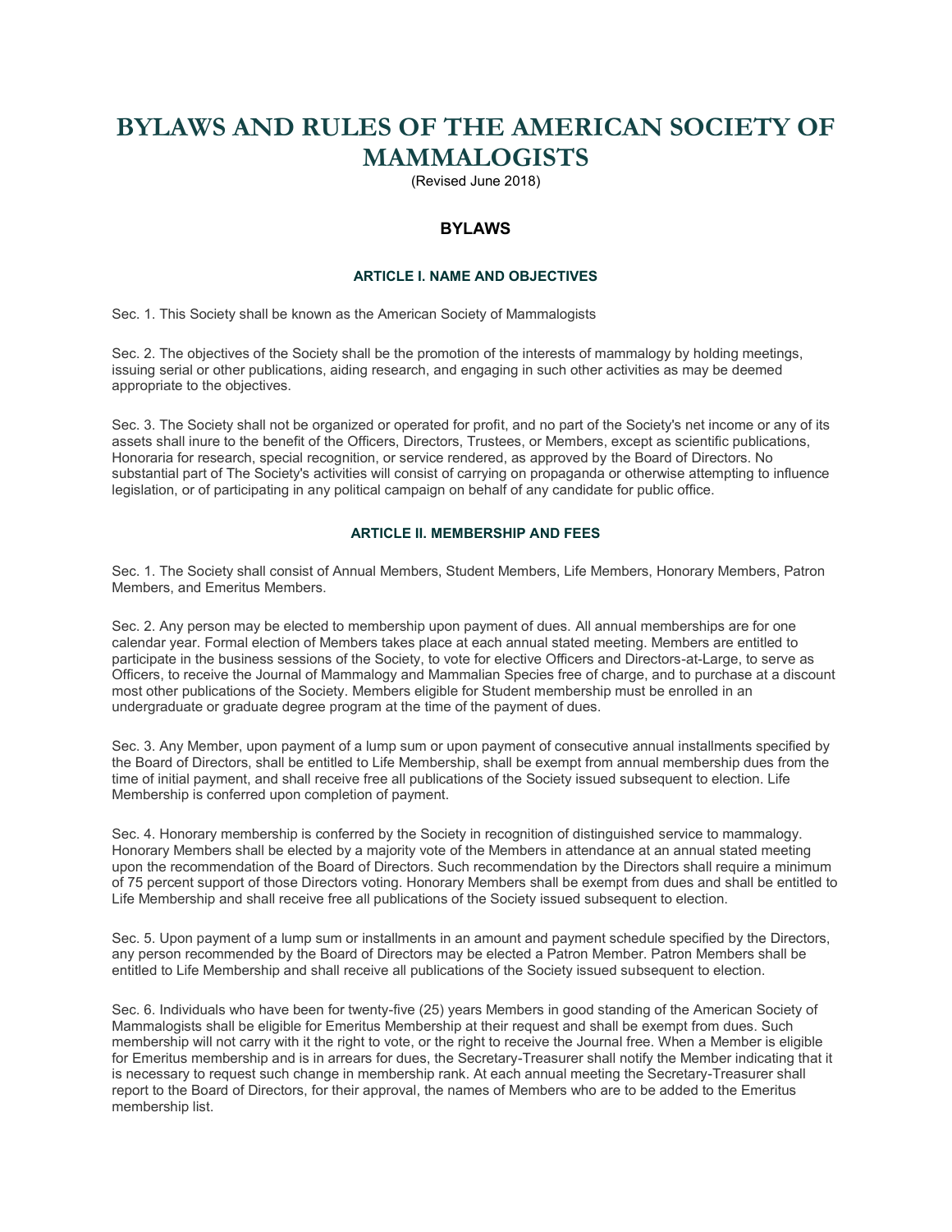# BYLAWS AND RULES OF THE AMERICAN SOCIETY OF MAMMALOGISTS

(Revised June 2018)

## BYLAWS

### ARTICLE I. NAME AND OBJECTIVES

Sec. 1. This Society shall be known as the American Society of Mammalogists

Sec. 2. The objectives of the Society shall be the promotion of the interests of mammalogy by holding meetings, issuing serial or other publications, aiding research, and engaging in such other activities as may be deemed appropriate to the objectives.

Sec. 3. The Society shall not be organized or operated for profit, and no part of the Society's net income or any of its assets shall inure to the benefit of the Officers, Directors, Trustees, or Members, except as scientific publications, Honoraria for research, special recognition, or service rendered, as approved by the Board of Directors. No substantial part of The Society's activities will consist of carrying on propaganda or otherwise attempting to influence legislation, or of participating in any political campaign on behalf of any candidate for public office.

### ARTICLE II. MEMBERSHIP AND FEES

Sec. 1. The Society shall consist of Annual Members, Student Members, Life Members, Honorary Members, Patron Members, and Emeritus Members.

Sec. 2. Any person may be elected to membership upon payment of dues. All annual memberships are for one calendar year. Formal election of Members takes place at each annual stated meeting. Members are entitled to participate in the business sessions of the Society, to vote for elective Officers and Directors-at-Large, to serve as Officers, to receive the Journal of Mammalogy and Mammalian Species free of charge, and to purchase at a discount most other publications of the Society. Members eligible for Student membership must be enrolled in an undergraduate or graduate degree program at the time of the payment of dues.

Sec. 3. Any Member, upon payment of a lump sum or upon payment of consecutive annual installments specified by the Board of Directors, shall be entitled to Life Membership, shall be exempt from annual membership dues from the time of initial payment, and shall receive free all publications of the Society issued subsequent to election. Life Membership is conferred upon completion of payment.

Sec. 4. Honorary membership is conferred by the Society in recognition of distinguished service to mammalogy. Honorary Members shall be elected by a majority vote of the Members in attendance at an annual stated meeting upon the recommendation of the Board of Directors. Such recommendation by the Directors shall require a minimum of 75 percent support of those Directors voting. Honorary Members shall be exempt from dues and shall be entitled to Life Membership and shall receive free all publications of the Society issued subsequent to election.

Sec. 5. Upon payment of a lump sum or installments in an amount and payment schedule specified by the Directors, any person recommended by the Board of Directors may be elected a Patron Member. Patron Members shall be entitled to Life Membership and shall receive all publications of the Society issued subsequent to election.

Sec. 6. Individuals who have been for twenty-five (25) years Members in good standing of the American Society of Mammalogists shall be eligible for Emeritus Membership at their request and shall be exempt from dues. Such membership will not carry with it the right to vote, or the right to receive the Journal free. When a Member is eligible for Emeritus membership and is in arrears for dues, the Secretary-Treasurer shall notify the Member indicating that it is necessary to request such change in membership rank. At each annual meeting the Secretary-Treasurer shall report to the Board of Directors, for their approval, the names of Members who are to be added to the Emeritus membership list.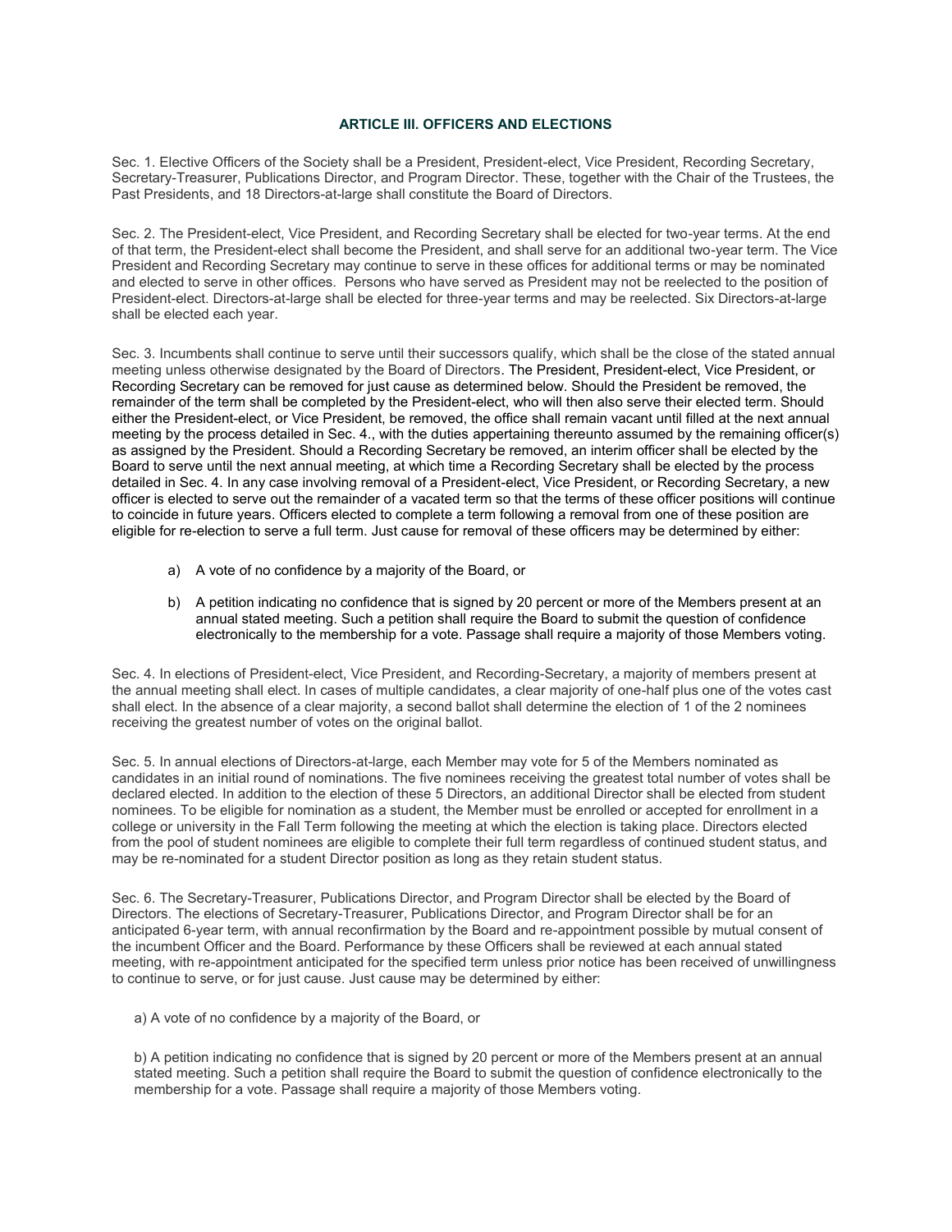## ARTICLE III. OFFICERS AND ELECTIONS

Sec. 1. Elective Officers of the Society shall be a President, President-elect, Vice President, Recording Secretary, Secretary-Treasurer, Publications Director, and Program Director. These, together with the Chair of the Trustees, the Past Presidents, and 18 Directors-at-large shall constitute the Board of Directors.

Sec. 2. The President-elect, Vice President, and Recording Secretary shall be elected for two-year terms. At the end of that term, the President-elect shall become the President, and shall serve for an additional two-year term. The Vice President and Recording Secretary may continue to serve in these offices for additional terms or may be nominated and elected to serve in other offices. Persons who have served as President may not be reelected to the position of President-elect. Directors-at-large shall be elected for three-year terms and may be reelected. Six Directors-at-large shall be elected each year.

Sec. 3. Incumbents shall continue to serve until their successors qualify, which shall be the close of the stated annual meeting unless otherwise designated by the Board of Directors. The President, President-elect, Vice President, or Recording Secretary can be removed for just cause as determined below. Should the President be removed, the remainder of the term shall be completed by the President-elect, who will then also serve their elected term. Should either the President-elect, or Vice President, be removed, the office shall remain vacant until filled at the next annual meeting by the process detailed in Sec. 4., with the duties appertaining thereunto assumed by the remaining officer(s) as assigned by the President. Should a Recording Secretary be removed, an interim officer shall be elected by the Board to serve until the next annual meeting, at which time a Recording Secretary shall be elected by the process detailed in Sec. 4. In any case involving removal of a President-elect, Vice President, or Recording Secretary, a new officer is elected to serve out the remainder of a vacated term so that the terms of these officer positions will continue to coincide in future years. Officers elected to complete a term following a removal from one of these position are eligible for re-election to serve a full term. Just cause for removal of these officers may be determined by either:

a) A vote of no confidence by a majority of the Board, or

b) A petition indicating no confidence that is signed by 20 percent or more of the Members present at an annual stated meeting. Such a petition shall require the Board to submit the question of confidence electronically to the membership for a vote. Passage shall require a majority of those Members voting.

Sec. 4. In elections of President-elect, Vice President, and Recording-Secretary, a majority of members present at the annual meeting shall elect. In cases of multiple candidates, a clear majority of one-half plus one of the votes cast shall elect. In the absence of a clear majority, a second ballot shall determine the election of 1 of the 2 nominees receiving the greatest number of votes on the original ballot.

Sec. 5. In annual elections of Directors-at-large, each Member may vote for 5 of the Members nominated as candidates in an initial round of nominations. The five nominees receiving the greatest total number of votes shall be declared elected. In addition to the election of these 5 Directors, an additional Director shall be elected from student nominees. To be eligible for nomination as a student, the Member must be enrolled or accepted for enrollment in a college or university in the Fall Term following the meeting at which the election is taking place. Directors elected from the pool of student nominees are eligible to complete their full term regardless of continued student status, and may be re-nominated for a student Director position as long as they retain student status.

Sec. 6. The Secretary-Treasurer, Publications Director, and Program Director shall be elected by the Board of Directors. The elections of Secretary-Treasurer, Publications Director, and Program Director shall be for an anticipated 6-year term, with annual reconfirmation by the Board and re-appointment possible by mutual consent of the incumbent Officer and the Board. Performance by these Officers shall be reviewed at each annual stated meeting, with re-appointment anticipated for the specified term unless prior notice has been received of unwillingness to continue to serve, or for just cause. Just cause may be determined by either:

a) A vote of no confidence by a majority of the Board, or

b) A petition indicating no confidence that is signed by 20 percent or more of the Members present at an annual stated meeting. Such a petition shall require the Board to submit the question of confidence electronically to the membership for a vote. Passage shall require a majority of those Members voting.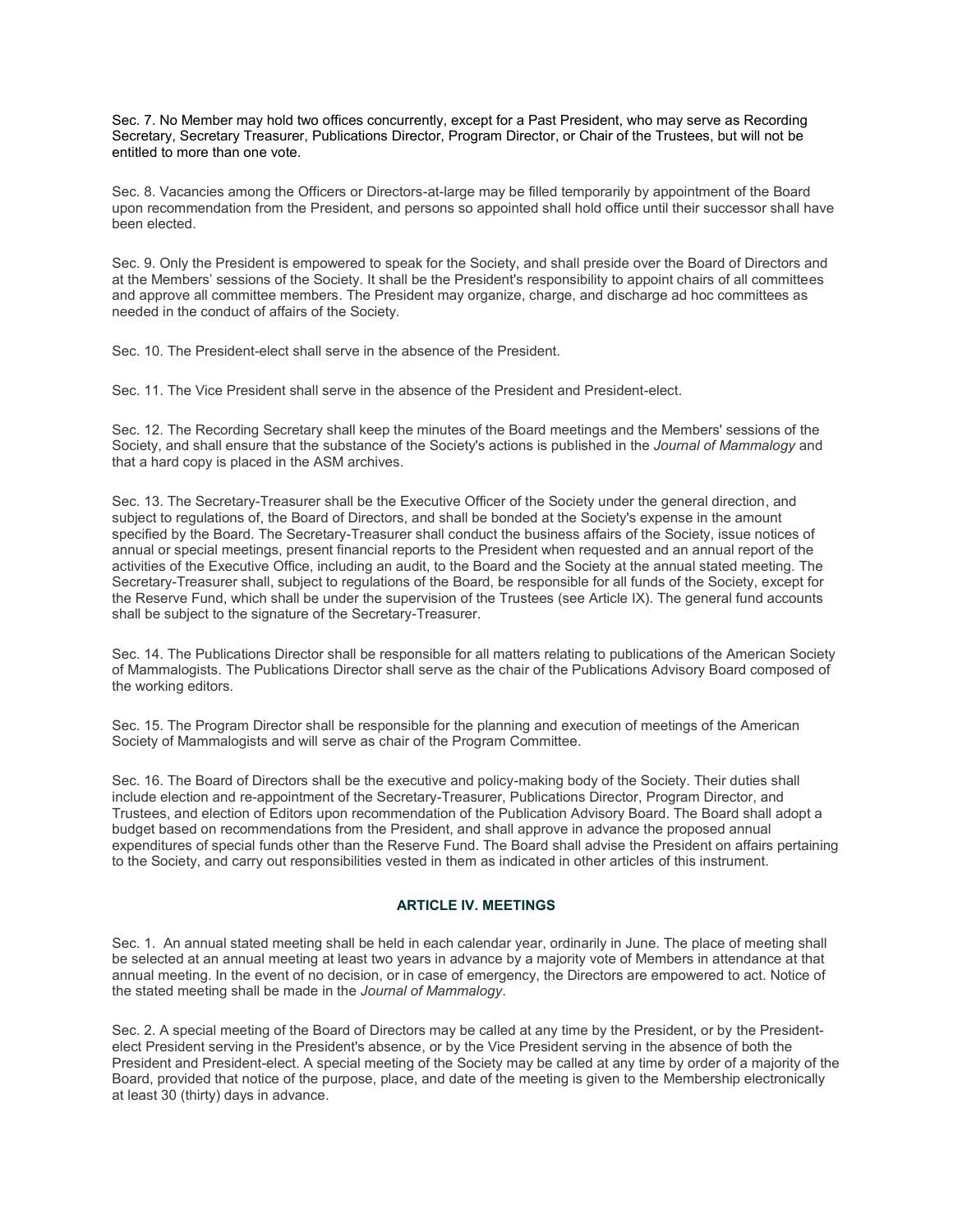Sec. 7. No Member may hold two offices concurrently, except for a Past President, who may serve as Recording Secretary, Secretary Treasurer, Publications Director, Program Director, or Chair of the Trustees, but will not be entitled to more than one vote.

Sec. 8. Vacancies among the Officers or Directors-at-large may be filled temporarily by appointment of the Board upon recommendation from the President, and persons so appointed shall hold office until their successor shall have been elected.

Sec. 9. Only the President is empowered to speak for the Society, and shall preside over the Board of Directors and at the Members' sessions of the Society. It shall be the President's responsibility to appoint chairs of all committees and approve all committee members. The President may organize, charge, and discharge ad hoc committees as needed in the conduct of affairs of the Society.

Sec. 10. The President-elect shall serve in the absence of the President.

Sec. 11. The Vice President shall serve in the absence of the President and President-elect.

Sec. 12. The Recording Secretary shall keep the minutes of the Board meetings and the Members' sessions of the Society, and shall ensure that the substance of the Society's actions is published in the *Journal of Mammalogy* and that a hard copy is placed in the ASM archives.

Sec. 13. The Secretary-Treasurer shall be the Executive Officer of the Society under the general direction, and subject to regulations of, the Board of Directors, and shall be bonded at the Society's expense in the amount specified by the Board. The Secretary-Treasurer shall conduct the business affairs of the Society, issue notices of annual or special meetings, present financial reports to the President when requested and an annual report of the activities of the Executive Office, including an audit, to the Board and the Society at the annual stated meeting. The Secretary-Treasurer shall, subject to regulations of the Board, be responsible for all funds of the Society, except for the Reserve Fund, which shall be under the supervision of the Trustees (see Article IX). The general fund accounts shall be subject to the signature of the Secretary-Treasurer.

Sec. 14. The Publications Director shall be responsible for all matters relating to publications of the American Society of Mammalogists. The Publications Director shall serve as the chair of the Publications Advisory Board composed of the working editors.

Sec. 15. The Program Director shall be responsible for the planning and execution of meetings of the American Society of Mammalogists and will serve as chair of the Program Committee.

Sec. 16. The Board of Directors shall be the executive and policy-making body of the Society. Their duties shall include election and re-appointment of the Secretary-Treasurer, Publications Director, Program Director, and Trustees, and election of Editors upon recommendation of the Publication Advisory Board. The Board shall adopt a budget based on recommendations from the President, and shall approve in advance the proposed annual expenditures of special funds other than the Reserve Fund. The Board shall advise the President on affairs pertaining to the Society, and carry out responsibilities vested in them as indicated in other articles of this instrument.

## ARTICLE IV. MEETINGS

Sec. 1. An annual stated meeting shall be held in each calendar year, ordinarily in June. The place of meeting shall be selected at an annual meeting at least two years in advance by a majority vote of Members in attendance at that annual meeting. In the event of no decision, or in case of emergency, the Directors are empowered to act. Notice of the stated meeting shall be made in the *Journal of Mammalogy*.

Sec. 2. A special meeting of the Board of Directors may be called at any time by the President, or by the President-elect President serving in the President's absence, or by the Vice President serving in the absence of both the President and President-elect. A special meeting of the Society may be called at any time by order of a majority of the Board, provided that notice of the purpose, place, and date of the meeting is given to the Membership electronically at least 30 (thirty) days in advance.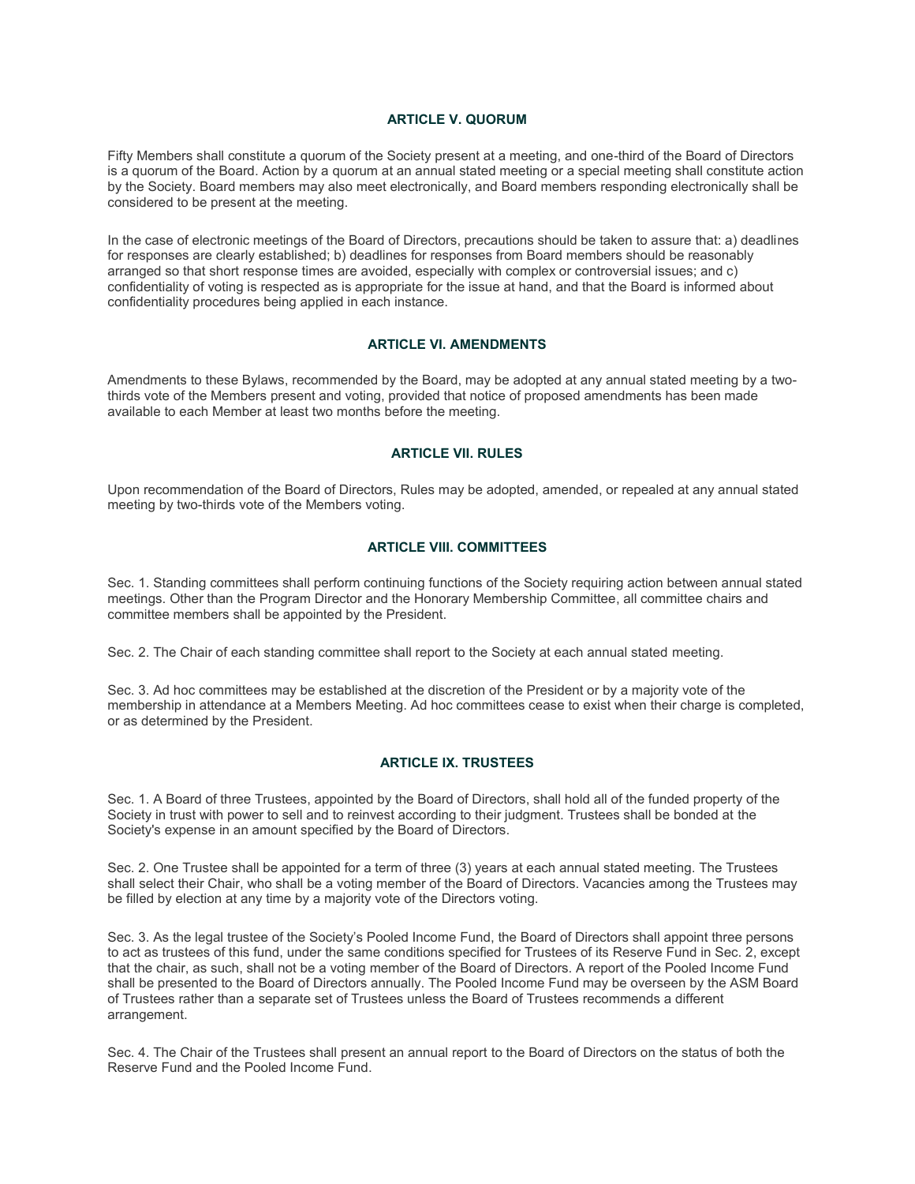## ARTICLE V. QUORUM

Fifty Members shall constitute a quorum of the Society present at a meeting, and one-third of the Board of Directors is a quorum of the Board. Action by a quorum at an annual stated meeting or a special meeting shall constitute action by the Society. Board members may also meet electronically, and Board members responding electronically shall be considered to be present at the meeting.

In the case of electronic meetings of the Board of Directors, precautions should be taken to assure that: a) deadlines for responses are clearly established; b) deadlines for responses from Board members should be reasonably arranged so that short response times are avoided, especially with complex or controversial issues; and c) confidentiality of voting is respected as is appropriate for the issue at hand, and that the Board is informed about confidentiality procedures being applied in each instance.

## ARTICLE VI. AMENDMENTS

Amendments to these Bylaws, recommended by the Board, may be adopted at any annual stated meeting by a two-thirds vote of the Members present and voting, provided that notice of proposed amendments has been made available to each Member at least two months before the meeting.

## ARTICLE VII. RULES

Upon recommendation of the Board of Directors, Rules may be adopted, amended, or repealed at any annual stated meeting by two-thirds vote of the Members voting.

## ARTICLE VIII. COMMITTEES

Sec. 1. Standing committees shall perform continuing functions of the Society requiring action between annual stated meetings. Other than the Program Director and the Honorary Membership Committee, all committee chairs and committee members shall be appointed by the President.

Sec. 2. The Chair of each standing committee shall report to the Society at each annual stated meeting.

Sec. 3. Ad hoc committees may be established at the discretion of the President or by a majority vote of the membership in attendance at a Members Meeting. Ad hoc committees cease to exist when their charge is completed, or as determined by the President.

## ARTICLE IX. TRUSTEES

Sec. 1. A Board of three Trustees, appointed by the Board of Directors, shall hold all of the funded property of the Society in trust with power to sell and to reinvest according to their judgment. Trustees shall be bonded at the Society's expense in an amount specified by the Board of Directors.

Sec. 2. One Trustee shall be appointed for a term of three (3) years at each annual stated meeting. The Trustees shall select their Chair, who shall be a voting member of the Board of Directors. Vacancies among the Trustees may be filled by election at any time by a majority vote of the Directors voting.

Sec. 3. As the legal trustee of the Society's Pooled Income Fund, the Board of Directors shall appoint three persons to act as trustees of this fund, under the same conditions specified for Trustees of its Reserve Fund in Sec. 2, except that the chair, as such, shall not be a voting member of the Board of Directors. A report of the Pooled Income Fund shall be presented to the Board of Directors annually. The Pooled Income Fund may be overseen by the ASM Board of Trustees rather than a separate set of Trustees unless the Board of Trustees recommends a different arrangement.

Sec. 4. The Chair of the Trustees shall present an annual report to the Board of Directors on the status of both the Reserve Fund and the Pooled Income Fund.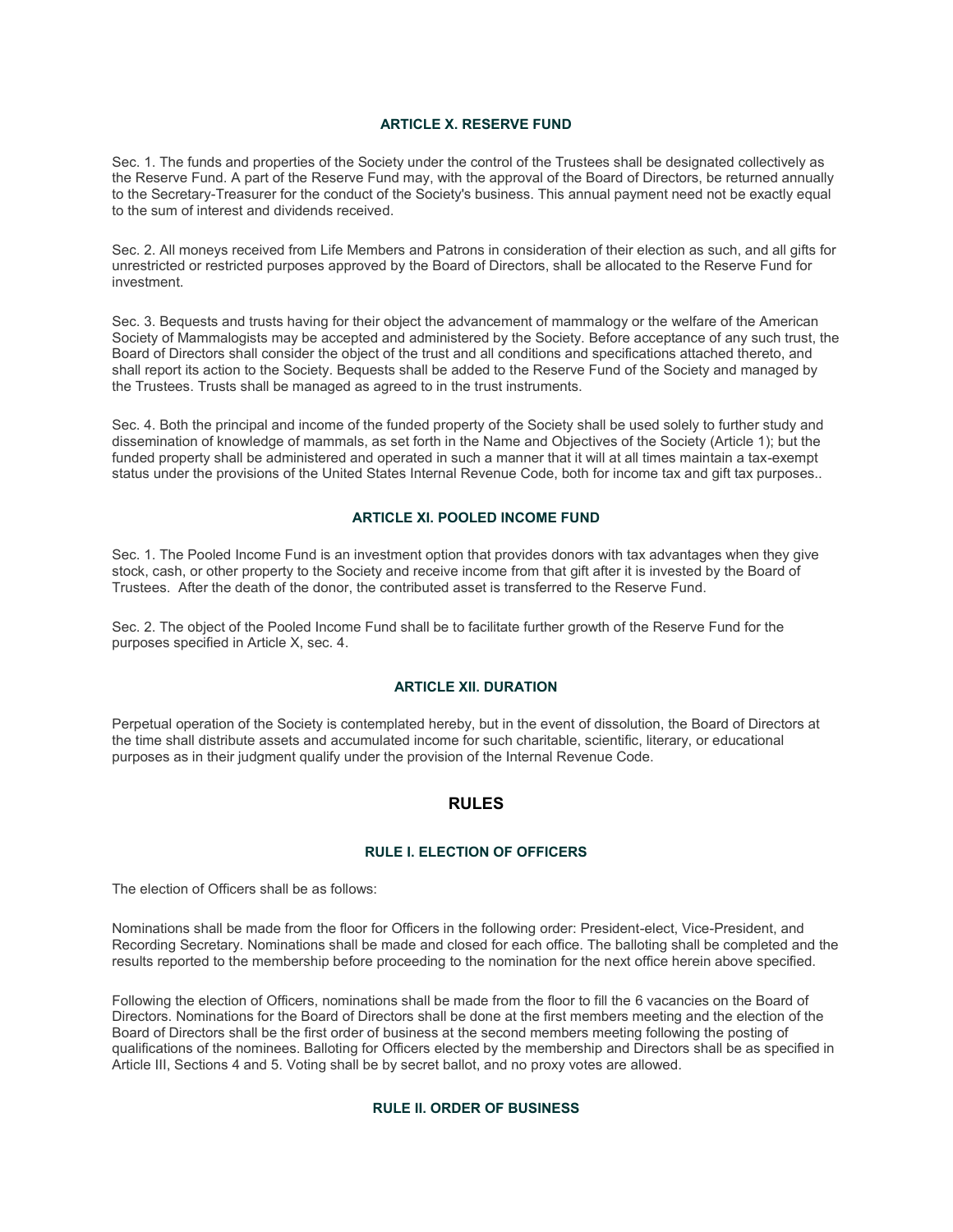### ARTICLE X. RESERVE FUND

Sec. 1. The funds and properties of the Society under the control of the Trustees shall be designated collectively as the Reserve Fund. A part of the Reserve Fund may, with the approval of the Board of Directors, be returned annually to the Secretary-Treasurer for the conduct of the Society's business. This annual payment need not be exactly equal to the sum of interest and dividends received.

Sec. 2. All moneys received from Life Members and Patrons in consideration of their election as such, and all gifts for unrestricted or restricted purposes approved by the Board of Directors, shall be allocated to the Reserve Fund for investment.

Sec. 3. Bequests and trusts having for their object the advancement of mammalogy or the welfare of the American Society of Mammalogists may be accepted and administered by the Society. Before acceptance of any such trust, the Board of Directors shall consider the object of the trust and all conditions and specifications attached thereto, and shall report its action to the Society. Bequests shall be added to the Reserve Fund of the Society and managed by the Trustees. Trusts shall be managed as agreed to in the trust instruments.

Sec. 4. Both the principal and income of the funded property of the Society shall be used solely to further study and dissemination of knowledge of mammals, as set forth in the Name and Objectives of the Society (Article 1); but the funded property shall be administered and operated in such a manner that it will at all times maintain a tax-exempt status under the provisions of the United States Internal Revenue Code, both for income tax and gift tax purposes..

### ARTICLE XI. POOLED INCOME FUND

Sec. 1. The Pooled Income Fund is an investment option that provides donors with tax advantages when they give stock, cash, or other property to the Society and receive income from that gift after it is invested by the Board of Trustees. After the death of the donor, the contributed asset is transferred to the Reserve Fund.

Sec. 2. The object of the Pooled Income Fund shall be to facilitate further growth of the Reserve Fund for the purposes specified in Article X, sec. 4.

### ARTICLE XII. DURATION

Perpetual operation of the Society is contemplated hereby, but in the event of dissolution, the Board of Directors at the time shall distribute assets and accumulated income for such charitable, scientific, literary, or educational purposes as in their judgment qualify under the provision of the Internal Revenue Code.

## RULES

### RULE I. ELECTION OF OFFICERS

The election of Officers shall be as follows:

Nominations shall be made from the floor for Officers in the following order: President-elect, Vice-President, and Recording Secretary. Nominations shall be made and closed for each office. The balloting shall be completed and the results reported to the membership before proceeding to the nomination for the next office herein above specified.

Following the election of Officers, nominations shall be made from the floor to fill the 6 vacancies on the Board of Directors. Nominations for the Board of Directors shall be done at the first members meeting and the election of the Board of Directors shall be the first order of business at the second members meeting following the posting of qualifications of the nominees. Balloting for Officers elected by the membership and Directors shall be as specified in Article III, Sections 4 and 5. Voting shall be by secret ballot, and no proxy votes are allowed.

### RULE II. ORDER OF BUSINESS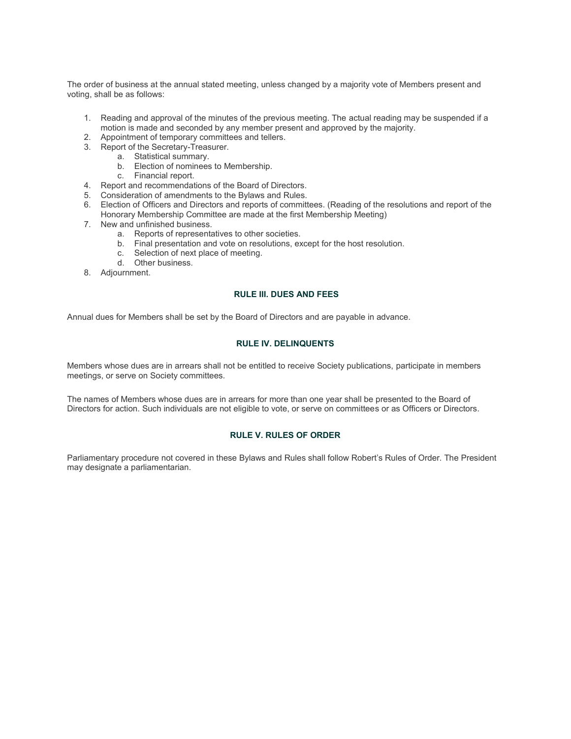The order of business at the annual stated meeting, unless changed by a majority vote of Members present and voting, shall be as follows:

1. Reading and approval of the minutes of the previous meeting. The actual reading may be suspended if a motion is made and seconded by any member present and approved by the majority.
2. Appointment of temporary committees and tellers.
3. Report of the Secretary-Treasurer.
    a. Statistical summary.
    b. Election of nominees to Membership.
    c. Financial report.
4. Report and recommendations of the Board of Directors.
5. Consideration of amendments to the Bylaws and Rules.
6. Election of Officers and Directors and reports of committees. (Reading of the resolutions and report of the Honorary Membership Committee are made at the first Membership Meeting)
7. New and unfinished business.
    a. Reports of representatives to other societies.
    b. Final presentation and vote on resolutions, except for the host resolution.
    c. Selection of next place of meeting.
    d. Other business.
8. Adjournment.

### RULE III. DUES AND FEES

Annual dues for Members shall be set by the Board of Directors and are payable in advance.

### RULE IV. DELINQUENTS

Members whose dues are in arrears shall not be entitled to receive Society publications, participate in members meetings, or serve on Society committees.

The names of Members whose dues are in arrears for more than one year shall be presented to the Board of Directors for action. Such individuals are not eligible to vote, or serve on committees or as Officers or Directors.

### RULE V. RULES OF ORDER

Parliamentary procedure not covered in these Bylaws and Rules shall follow Robert's Rules of Order. The President may designate a parliamentarian.